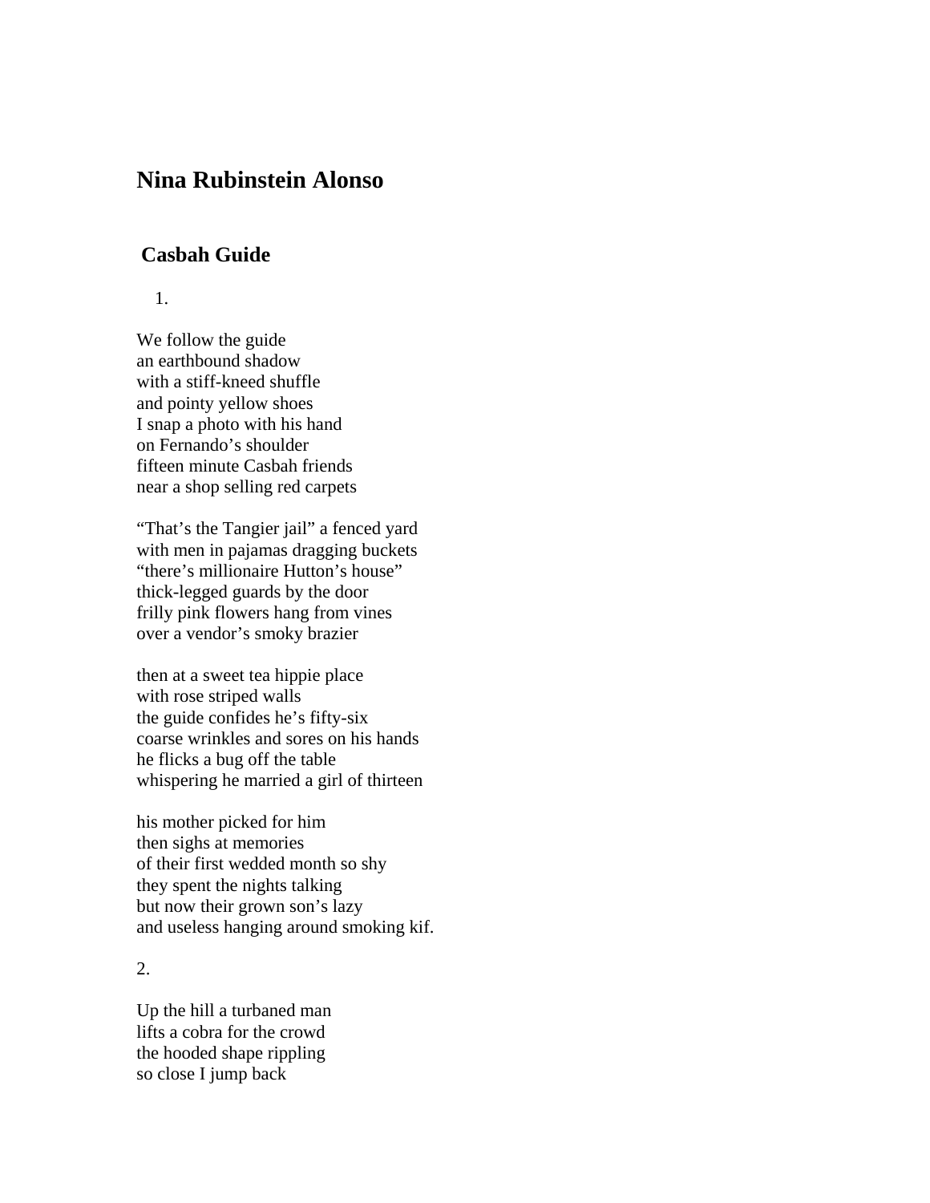# Nina Rubinstein Alonso

## Casbah Guide

1.

We follow the guide  
an earthbound shadow  
with a stiff-kneed shuffle  
and pointy yellow shoes  
I snap a photo with his hand  
on Fernando's shoulder  
fifteen minute Casbah friends  
near a shop selling red carpets

"That's the Tangier jail" a fenced yard  
with men in pajamas dragging buckets  
"there's millionaire Hutton's house"  
thick-legged guards by the door  
frilly pink flowers hang from vines  
over a vendor's smoky brazier

then at a sweet tea hippie place  
with rose striped walls  
the guide confides he's fifty-six  
coarse wrinkles and sores on his hands  
he flicks a bug off the table  
whispering he married a girl of thirteen

his mother picked for him  
then sighs at memories  
of their first wedded month so shy  
they spent the nights talking  
but now their grown son's lazy  
and useless hanging around smoking kif.

2.

Up the hill a turbaned man  
lifts a cobra for the crowd  
the hooded shape rippling  
so close I jump back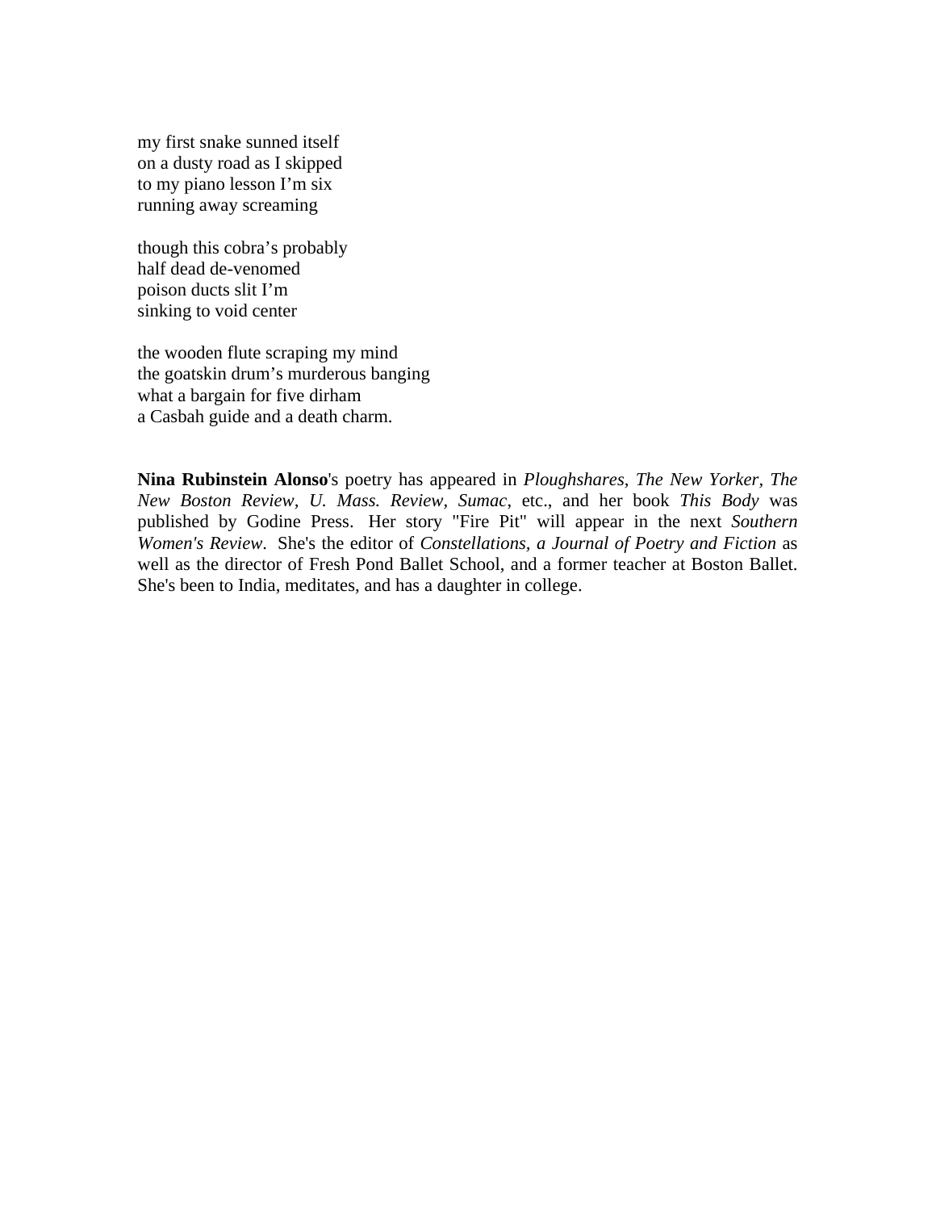my first snake sunned itself  
on a dusty road as I skipped  
to my piano lesson I'm six  
running away screaming

though this cobra's probably  
half dead de-venomed  
poison ducts slit I'm  
sinking to void center

the wooden flute scraping my mind  
the goatskin drum's murderous banging  
what a bargain for five dirham  
a Casbah guide and a death charm.

**Nina Rubinstein Alonso**'s poetry has appeared in *Ploughshares, The New Yorker*, *The New Boston Review*, *U. Mass. Review*, *Sumac*, etc., and her book *This Body* was published by Godine Press. Her story "Fire Pit" will appear in the next *Southern Women's Review*. She's the editor of *Constellations, a Journal of Poetry and Fiction* as well as the director of Fresh Pond Ballet School, and a former teacher at Boston Ballet. She's been to India, meditates, and has a daughter in college.